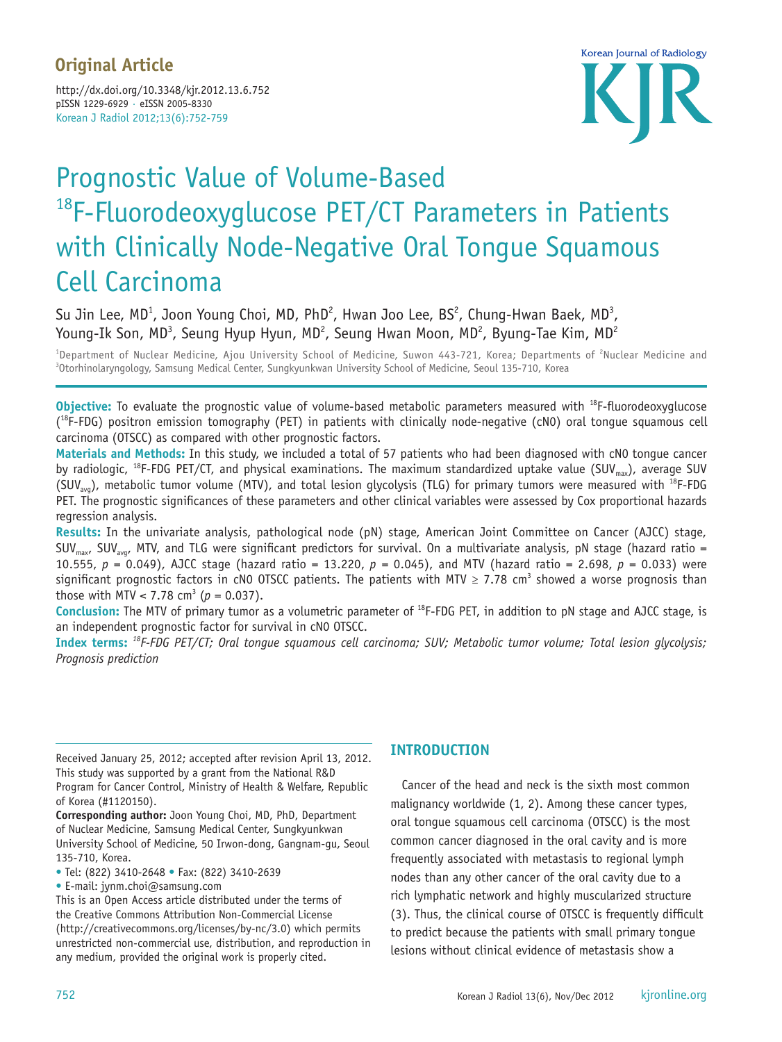**Original Article**

http://dx.doi.org/10.3348/kjr.2012.13.6.752
pISSN 1229-6929 · eISSN 2005-8330
Korean J Radiol 2012;13(6):752-759

# Prognostic Value of Volume-Based $^{18}$F-Fluorodeoxyglucose PET/CT Parameters in Patients with Clinically Node-Negative Oral Tongue Squamous Cell Carcinoma

Su Jin Lee, MD[1], Joon Young Choi, MD, PhD[2], Hwan Joo Lee, BS[2], Chung-Hwan Baek, MD[3], Young-Ik Son, MD[3], Seung Hyup Hyun, MD[2], Seung Hwan Moon, MD[2], Byung-Tae Kim, MD[2]

[1]Department of Nuclear Medicine, Ajou University School of Medicine, Suwon 443-721, Korea; Departments of [2]Nuclear Medicine and [3]Otorhinolaryngology, Samsung Medical Center, Sungkyunkwan University School of Medicine, Seoul 135-710, Korea

**Objective:** To evaluate the prognostic value of volume-based metabolic parameters measured with $^{18}$F-fluorodeoxyglucose ($^{18}$F-FDG) positron emission tomography (PET) in patients with clinically node-negative (cN0) oral tongue squamous cell carcinoma (OTSCC) as compared with other prognostic factors.

**Materials and Methods:** In this study, we included a total of 57 patients who had been diagnosed with cN0 tongue cancer by radiologic, $^{18}$F-FDG PET/CT, and physical examinations. The maximum standardized uptake value ($SUV_{max}$), average SUV ($SUV_{avg}$), metabolic tumor volume (MTV), and total lesion glycolysis (TLG) for primary tumors were measured with $^{18}$F-FDG PET. The prognostic significances of these parameters and other clinical variables were assessed by Cox proportional hazards regression analysis.

**Results:** In the univariate analysis, pathological node (pN) stage, American Joint Committee on Cancer (AJCC) stage, $SUV_{max}$, $SUV_{avg}$, MTV, and TLG were significant predictors for survival. On a multivariate analysis, pN stage (hazard ratio = 10.555, $p$ = 0.049), AJCC stage (hazard ratio = 13.220, $p$ = 0.045), and MTV (hazard ratio = 2.698, $p$ = 0.033) were significant prognostic factors in cN0 OTSCC patients. The patients with MTV ≥ 7.78 cm$^3$ showed a worse prognosis than those with MTV < 7.78 cm$^3$ ($p$ = 0.037).

**Conclusion:** The MTV of primary tumor as a volumetric parameter of $^{18}$F-FDG PET, in addition to pN stage and AJCC stage, is an independent prognostic factor for survival in cN0 OTSCC.

**Index terms:** *$^{18}$F-FDG PET/CT; Oral tongue squamous cell carcinoma; SUV; Metabolic tumor volume; Total lesion glycolysis; Prognosis prediction*

Received January 25, 2012; accepted after revision April 13, 2012.
This study was supported by a grant from the National R&D Program for Cancer Control, Ministry of Health & Welfare, Republic of Korea (#1120150).

**Corresponding author:** Joon Young Choi, MD, PhD, Department of Nuclear Medicine, Samsung Medical Center, Sungkyunkwan University School of Medicine, 50 Irwon-dong, Gangnam-gu, Seoul 135-710, Korea.
• Tel: (822) 3410-2648 • Fax: (822) 3410-2639
• E-mail: jynm.choi@samsung.com

This is an Open Access article distributed under the terms of the Creative Commons Attribution Non-Commercial License (http://creativecommons.org/licenses/by-nc/3.0) which permits unrestricted non-commercial use, distribution, and reproduction in any medium, provided the original work is properly cited.

## INTRODUCTION

Cancer of the head and neck is the sixth most common malignancy worldwide (1, 2). Among these cancer types, oral tongue squamous cell carcinoma (OTSCC) is the most common cancer diagnosed in the oral cavity and is more frequently associated with metastasis to regional lymph nodes than any other cancer of the oral cavity due to a rich lymphatic network and highly muscularized structure (3). Thus, the clinical course of OTSCC is frequently difficult to predict because the patients with small primary tongue lesions without clinical evidence of metastasis show a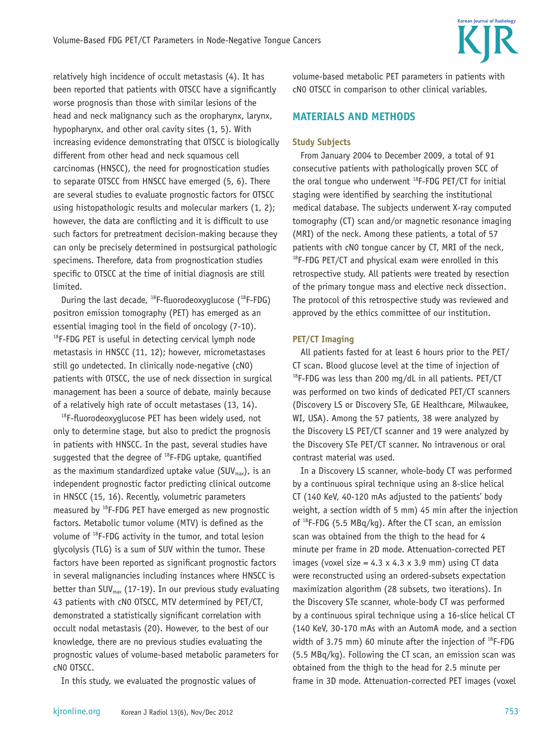relatively high incidence of occult metastasis (4). It has been reported that patients with OTSCC have a significantly worse prognosis than those with similar lesions of the head and neck malignancy such as the oropharynx, larynx, hypopharynx, and other oral cavity sites (1, 5). With increasing evidence demonstrating that OTSCC is biologically different from other head and neck squamous cell carcinomas (HNSCC), the need for prognostication studies to separate OTSCC from HNSCC have emerged (5, 6). There are several studies to evaluate prognostic factors for OTSCC using histopathologic results and molecular markers (1, 2); however, the data are conflicting and it is difficult to use such factors for pretreatment decision-making because they can only be precisely determined in postsurgical pathologic specimens. Therefore, data from prognostication studies specific to OTSCC at the time of initial diagnosis are still limited.

During the last decade, $^{18}$F-fluorodeoxyglucose ($^{18}$F-FDG) positron emission tomography (PET) has emerged as an essential imaging tool in the field of oncology (7-10). $^{18}$F-FDG PET is useful in detecting cervical lymph node metastasis in HNSCC (11, 12); however, micrometastases still go undetected. In clinically node-negative (cN0) patients with OTSCC, the use of neck dissection in surgical management has been a source of debate, mainly because of a relatively high rate of occult metastases (13, 14).

$^{18}$F-fluorodeoxyglucose PET has been widely used, not only to determine stage, but also to predict the prognosis in patients with HNSCC. In the past, several studies have suggested that the degree of $^{18}$F-FDG uptake, quantified as the maximum standardized uptake value ($SUV_{max}$), is an independent prognostic factor predicting clinical outcome in HNSCC (15, 16). Recently, volumetric parameters measured by $^{18}$F-FDG PET have emerged as new prognostic factors. Metabolic tumor volume (MTV) is defined as the volume of $^{18}$F-FDG activity in the tumor, and total lesion glycolysis (TLG) is a sum of SUV within the tumor. These factors have been reported as significant prognostic factors in several malignancies including instances where HNSCC is better than $SUV_{max}$ (17-19). In our previous study evaluating 43 patients with cN0 OTSCC, MTV determined by PET/CT, demonstrated a statistically significant correlation with occult nodal metastasis (20). However, to the best of our knowledge, there are no previous studies evaluating the prognostic values of volume-based metabolic parameters for cN0 OTSCC.

In this study, we evaluated the prognostic values of volume-based metabolic PET parameters in patients with cN0 OTSCC in comparison to other clinical variables.

## MATERIALS AND METHODS

### Study Subjects

From January 2004 to December 2009, a total of 91 consecutive patients with pathologically proven SCC of the oral tongue who underwent $^{18}$F-FDG PET/CT for initial staging were identified by searching the institutional medical database. The subjects underwent X-ray computed tomography (CT) scan and/or magnetic resonance imaging (MRI) of the neck. Among these patients, a total of 57 patients with cN0 tongue cancer by CT, MRI of the neck, $^{18}$F-FDG PET/CT and physical exam were enrolled in this retrospective study. All patients were treated by resection of the primary tongue mass and elective neck dissection. The protocol of this retrospective study was reviewed and approved by the ethics committee of our institution.

### PET/CT Imaging

All patients fasted for at least 6 hours prior to the PET/CT scan. Blood glucose level at the time of injection of $^{18}$F-FDG was less than 200 mg/dL in all patients. PET/CT was performed on two kinds of dedicated PET/CT scanners (Discovery LS or Discovery STe, GE Healthcare, Milwaukee, WI, USA). Among the 57 patients, 38 were analyzed by the Discovery LS PET/CT scanner and 19 were analyzed by the Discovery STe PET/CT scanner. No intravenous or oral contrast material was used.

In a Discovery LS scanner, whole-body CT was performed by a continuous spiral technique using an 8-slice helical CT (140 KeV, 40-120 mAs adjusted to the patients' body weight, a section width of 5 mm) 45 min after the injection of $^{18}$F-FDG (5.5 MBq/kg). After the CT scan, an emission scan was obtained from the thigh to the head for 4 minute per frame in 2D mode. Attenuation-corrected PET images (voxel size = 4.3 x 4.3 x 3.9 mm) using CT data were reconstructed using an ordered-subsets expectation maximization algorithm (28 subsets, two iterations). In the Discovery STe scanner, whole-body CT was performed by a continuous spiral technique using a 16-slice helical CT (140 KeV, 30-170 mAs with an AutomA mode, and a section width of 3.75 mm) 60 minute after the injection of $^{18}$F-FDG (5.5 MBq/kg). Following the CT scan, an emission scan was obtained from the thigh to the head for 2.5 minute per frame in 3D mode. Attenuation-corrected PET images (voxel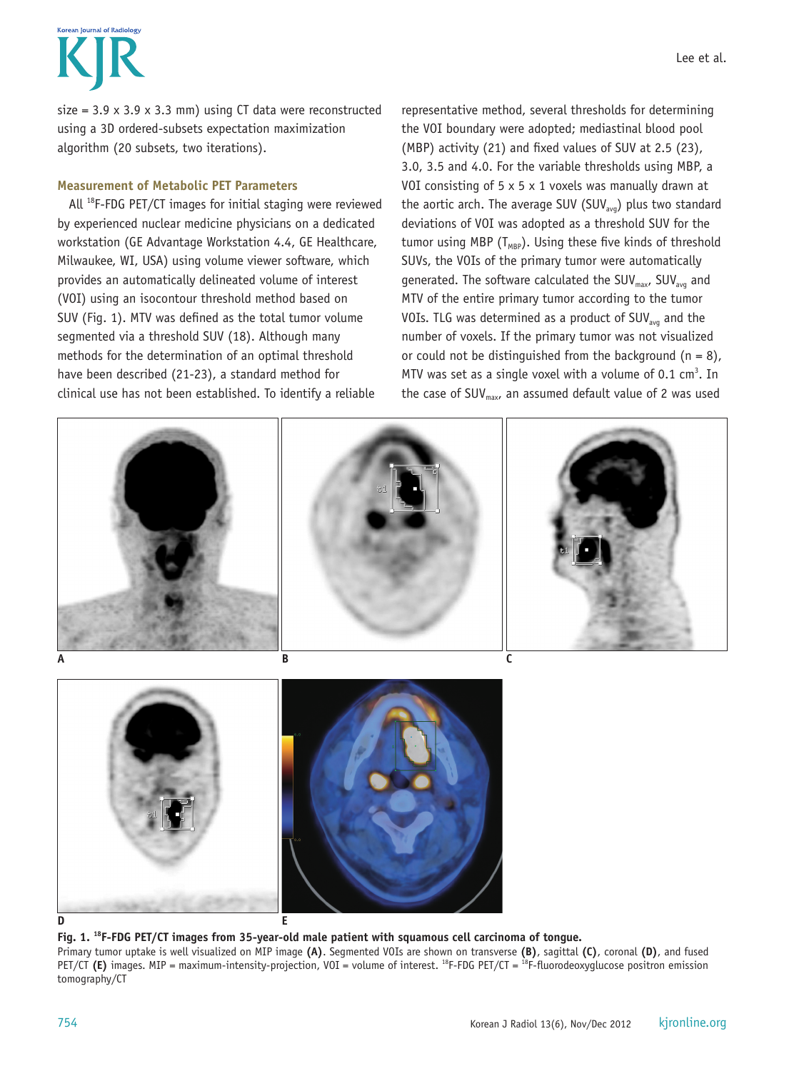size = 3.9 x 3.9 x 3.3 mm) using CT data were reconstructed using a 3D ordered-subsets expectation maximization algorithm (20 subsets, two iterations).

### Measurement of Metabolic PET Parameters

All $^{18}$F-FDG PET/CT images for initial staging were reviewed by experienced nuclear medicine physicians on a dedicated workstation (GE Advantage Workstation 4.4, GE Healthcare, Milwaukee, WI, USA) using volume viewer software, which provides an automatically delineated volume of interest (VOI) using an isocontour threshold method based on SUV (Fig. 1). MTV was defined as the total tumor volume segmented via a threshold SUV (18). Although many methods for the determination of an optimal threshold have been described (21-23), a standard method for clinical use has not been established. To identify a reliable representative method, several thresholds for determining the VOI boundary were adopted; mediastinal blood pool (MBP) activity (21) and fixed values of SUV at 2.5 (23), 3.0, 3.5 and 4.0. For the variable thresholds using MBP, a VOI consisting of 5 x 5 x 1 voxels was manually drawn at the aortic arch. The average SUV ($SUV_{avg}$) plus two standard deviations of VOI was adopted as a threshold SUV for the tumor using MBP ($T_{MBP}$). Using these five kinds of threshold SUVs, the VOIs of the primary tumor were automatically generated. The software calculated the $SUV_{max}$, $SUV_{avg}$ and MTV of the entire primary tumor according to the tumor VOIs. TLG was determined as a product of $SUV_{avg}$ and the number of voxels. If the primary tumor was not visualized or could not be distinguished from the background (n = 8), MTV was set as a single voxel with a volume of 0.1 cm$^3$. In the case of $SUV_{max}$, an assumed default value of 2 was used

**Fig. 1. $^{18}$F-FDG PET/CT images from 35-year-old male patient with squamous cell carcinoma of tongue.**
Primary tumor uptake is well visualized on MIP image **(A)**. Segmented VOIs are shown on transverse **(B)**, sagittal **(C)**, coronal **(D)**, and fused PET/CT **(E)** images. MIP = maximum-intensity-projection, VOI = volume of interest. $^{18}$F-FDG PET/CT = $^{18}$F-fluorodeoxyglucose positron emission tomography/CT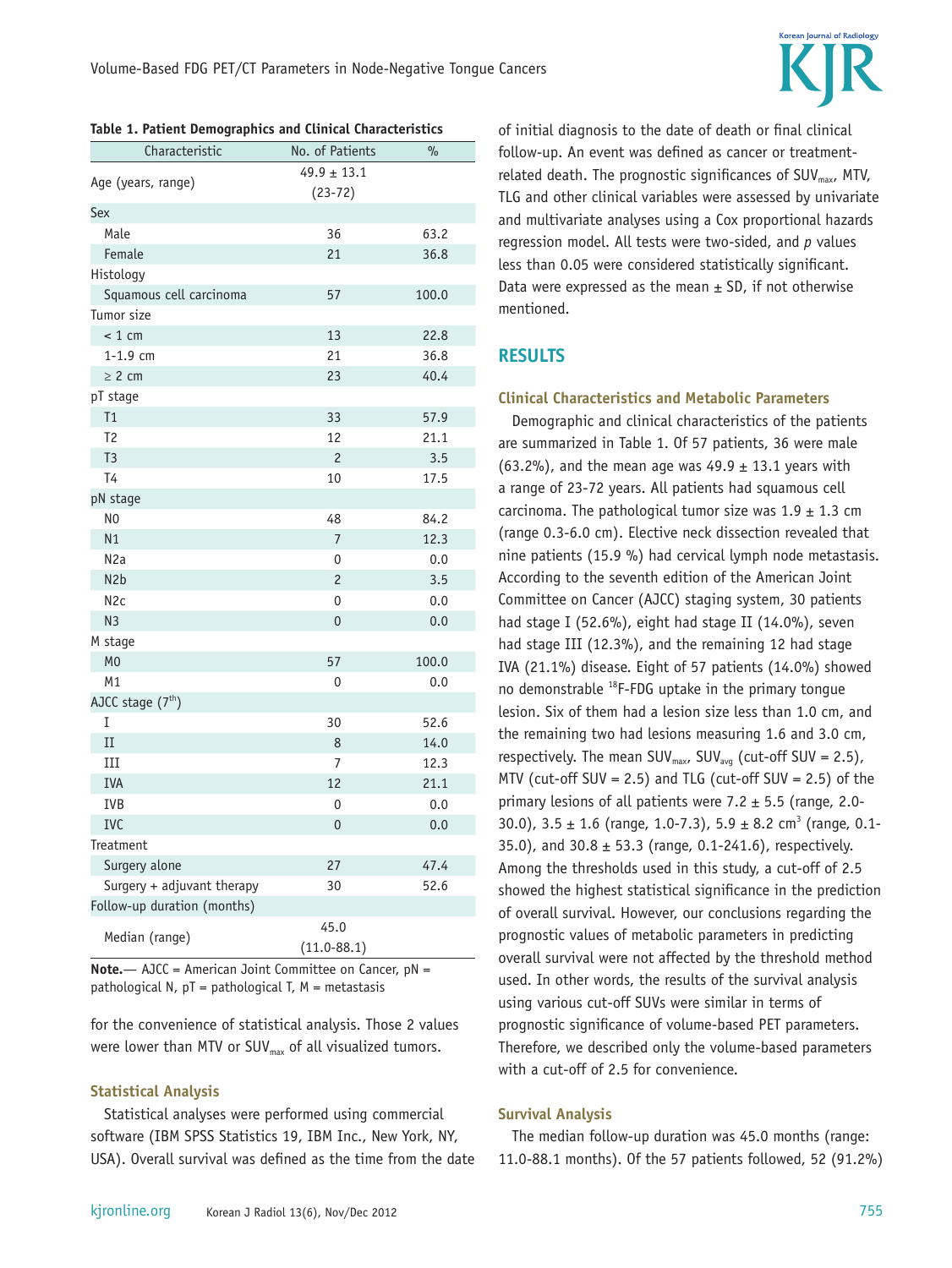**Table 1. Patient Demographics and Clinical Characteristics**

| Characteristic | No. of Patients | % |
|---|---|---|
| Age (years, range) | 49.9 ± 13.1 (23-72) | |
| Sex | | |
| Male | 36 | 63.2 |
| Female | 21 | 36.8 |
| Histology | | |
| Squamous cell carcinoma | 57 | 100.0 |
| Tumor size | | |
| < 1 cm | 13 | 22.8 |
| 1-1.9 cm | 21 | 36.8 |
| ≥ 2 cm | 23 | 40.4 |
| pT stage | | |
| T1 | 33 | 57.9 |
| T2 | 12 | 21.1 |
| T3 | 2 | 3.5 |
| T4 | 10 | 17.5 |
| pN stage | | |
| N0 | 48 | 84.2 |
| N1 | 7 | 12.3 |
| N2a | 0 | 0.0 |
| N2b | 2 | 3.5 |
| N2c | 0 | 0.0 |
| N3 | 0 | 0.0 |
| M stage | | |
| M0 | 57 | 100.0 |
| M1 | 0 | 0.0 |
| AJCC stage (7th) | | |
| I | 30 | 52.6 |
| II | 8 | 14.0 |
| III | 7 | 12.3 |
| IVA | 12 | 21.1 |
| IVB | 0 | 0.0 |
| IVC | 0 | 0.0 |
| Treatment | | |
| Surgery alone | 27 | 47.4 |
| Surgery + adjuvant therapy | 30 | 52.6 |
| Follow-up duration (months) | | |
| Median (range) | 45.0 (11.0-88.1) | |

**Note.**— AJCC = American Joint Committee on Cancer, pN = pathological N, pT = pathological T, M = metastasis

for the convenience of statistical analysis. Those 2 values were lower than MTV or $SUV_{max}$ of all visualized tumors.

### Statistical Analysis

Statistical analyses were performed using commercial software (IBM SPSS Statistics 19, IBM Inc., New York, NY, USA). Overall survival was defined as the time from the date of initial diagnosis to the date of death or final clinical follow-up. An event was defined as cancer or treatment-related death. The prognostic significances of $SUV_{max}$, MTV, TLG and other clinical variables were assessed by univariate and multivariate analyses using a Cox proportional hazards regression model. All tests were two-sided, and $p$ values less than 0.05 were considered statistically significant. Data were expressed as the mean ± SD, if not otherwise mentioned.

## RESULTS

### Clinical Characteristics and Metabolic Parameters

Demographic and clinical characteristics of the patients are summarized in Table 1. Of 57 patients, 36 were male (63.2%), and the mean age was 49.9 ± 13.1 years with a range of 23-72 years. All patients had squamous cell carcinoma. The pathological tumor size was 1.9 ± 1.3 cm (range 0.3-6.0 cm). Elective neck dissection revealed that nine patients (15.9 %) had cervical lymph node metastasis. According to the seventh edition of the American Joint Committee on Cancer (AJCC) staging system, 30 patients had stage I (52.6%), eight had stage II (14.0%), seven had stage III (12.3%), and the remaining 12 had stage IVA (21.1%) disease. Eight of 57 patients (14.0%) showed no demonstrable $^{18}$F-FDG uptake in the primary tongue lesion. Six of them had a lesion size less than 1.0 cm, and the remaining two had lesions measuring 1.6 and 3.0 cm, respectively. The mean $SUV_{max}$, $SUV_{avg}$ (cut-off SUV = 2.5), MTV (cut-off SUV = 2.5) and TLG (cut-off SUV = 2.5) of the primary lesions of all patients were 7.2 ± 5.5 (range, 2.0-30.0), 3.5 ± 1.6 (range, 1.0-7.3), 5.9 ± 8.2 $cm^3$ (range, 0.1-35.0), and 30.8 ± 53.3 (range, 0.1-241.6), respectively. Among the thresholds used in this study, a cut-off of 2.5 showed the highest statistical significance in the prediction of overall survival. However, our conclusions regarding the prognostic values of metabolic parameters in predicting overall survival were not affected by the threshold method used. In other words, the results of the survival analysis using various cut-off SUVs were similar in terms of prognostic significance of volume-based PET parameters. Therefore, we described only the volume-based parameters with a cut-off of 2.5 for convenience.

### Survival Analysis

The median follow-up duration was 45.0 months (range: 11.0-88.1 months). Of the 57 patients followed, 52 (91.2%)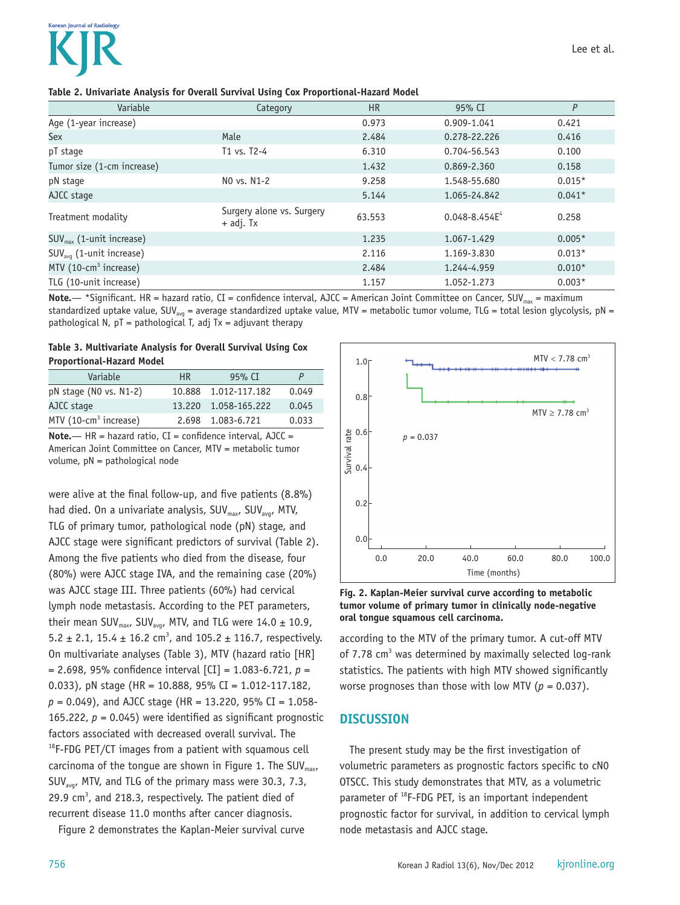**Table 2. Univariate Analysis for Overall Survival Using Cox Proportional-Hazard Model**

| Variable | Category | HR | 95% CI | P |
|---|---|---|---|---|
| Age (1-year increase) | | 0.973 | 0.909-1.041 | 0.421 |
| Sex | Male | 2.484 | 0.278-22.226 | 0.416 |
| pT stage | T1 vs. T2-4 | 6.310 | 0.704-56.543 | 0.100 |
| Tumor size (1-cm increase) | | 1.432 | 0.869-2.360 | 0.158 |
| pN stage | N0 vs. N1-2 | 9.258 | 1.548-55.680 | 0.015* |
| AJCC stage | | 5.144 | 1.065-24.842 | 0.041* |
| Treatment modality | Surgery alone vs. Surgery + adj. Tx | 63.553 | 0.048-8.454E[4] | 0.258 |
| $SUV_{max}$ (1-unit increase) | | 1.235 | 1.067-1.429 | 0.005* |
| $SUV_{avg}$ (1-unit increase) | | 2.116 | 1.169-3.830 | 0.013* |
| MTV (10-$cm^3$ increase) | | 2.484 | 1.244-4.959 | 0.010* |
| TLG (10-unit increase) | | 1.157 | 1.052-1.273 | 0.003* |

**Note.**— *Significant. HR = hazard ratio, CI = confidence interval, AJCC = American Joint Committee on Cancer, $SUV_{max}$ = maximum standardized uptake value, $SUV_{avg}$ = average standardized uptake value, MTV = metabolic tumor volume, TLG = total lesion glycolysis, pN = pathological N, pT = pathological T, adj Tx = adjuvant therapy

**Table 3. Multivariate Analysis for Overall Survival Using Cox Proportional-Hazard Model**

| Variable | HR | 95% CI | P |
|---|---|---|---|
| pN stage (N0 vs. N1-2) | 10.888 | 1.012-117.182 | 0.049 |
| AJCC stage | 13.220 | 1.058-165.222 | 0.045 |
| MTV (10-$cm^3$ increase) | 2.698 | 1.083-6.721 | 0.033 |

**Note.**— HR = hazard ratio, CI = confidence interval, AJCC = American Joint Committee on Cancer, MTV = metabolic tumor volume, pN = pathological node

were alive at the final follow-up, and five patients (8.8%) had died. On a univariate analysis, $SUV_{max}$, $SUV_{avg}$, MTV, TLG of primary tumor, pathological node (pN) stage, and AJCC stage were significant predictors of survival (Table 2). Among the five patients who died from the disease, four (80%) were AJCC stage IVA, and the remaining case (20%) was AJCC stage III. Three patients (60%) had cervical lymph node metastasis. According to the PET parameters, their mean $SUV_{max}$, $SUV_{avg}$, MTV, and TLG were 14.0 ± 10.9, 5.2 ± 2.1, 15.4 ± 16.2 $cm^3$, and 105.2 ± 116.7, respectively. On multivariate analyses (Table 3), MTV (hazard ratio [HR] = 2.698, 95% confidence interval [CI] = 1.083-6.721, $p$ = 0.033), pN stage (HR = 10.888, 95% CI = 1.012-117.182, $p$ = 0.049), and AJCC stage (HR = 13.220, 95% CI = 1.058-165.222, $p$ = 0.045) were identified as significant prognostic factors associated with decreased overall survival. The $^{18}$F-FDG PET/CT images from a patient with squamous cell carcinoma of the tongue are shown in Figure 1. The $SUV_{max}$, $SUV_{avg}$, MTV, and TLG of the primary mass were 30.3, 7.3, 29.9 $cm^3$, and 218.3, respectively. The patient died of recurrent disease 11.0 months after cancer diagnosis.

Figure 2 demonstrates the Kaplan-Meier survival curve according to the MTV of the primary tumor. A cut-off MTV of 7.78 $cm^3$ was determined by maximally selected log-rank statistics. The patients with high MTV showed significantly worse prognoses than those with low MTV ($p$ = 0.037).

**Fig. 2. Kaplan-Meier survival curve according to metabolic tumor volume of primary tumor in clinically node-negative oral tongue squamous cell carcinoma.**

## DISCUSSION

The present study may be the first investigation of volumetric parameters as prognostic factors specific to cN0 OTSCC. This study demonstrates that MTV, as a volumetric parameter of $^{18}$F-FDG PET, is an important independent prognostic factor for survival, in addition to cervical lymph node metastasis and AJCC stage.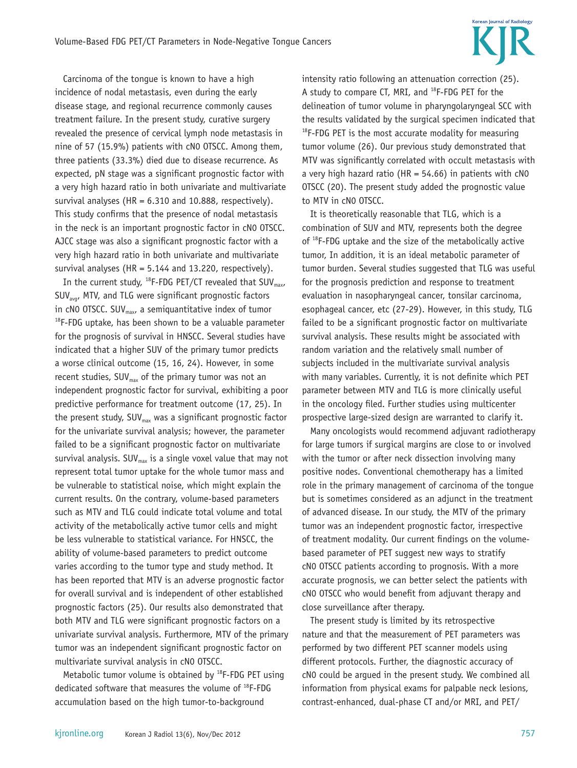Carcinoma of the tongue is known to have a high incidence of nodal metastasis, even during the early disease stage, and regional recurrence commonly causes treatment failure. In the present study, curative surgery revealed the presence of cervical lymph node metastasis in nine of 57 (15.9%) patients with cN0 OTSCC. Among them, three patients (33.3%) died due to disease recurrence. As expected, pN stage was a significant prognostic factor with a very high hazard ratio in both univariate and multivariate survival analyses (HR = 6.310 and 10.888, respectively). This study confirms that the presence of nodal metastasis in the neck is an important prognostic factor in cN0 OTSCC. AJCC stage was also a significant prognostic factor with a very high hazard ratio in both univariate and multivariate survival analyses (HR = 5.144 and 13.220, respectively).

In the current study, $^{18}$F-FDG PET/CT revealed that $SUV_{max}$, $SUV_{avg}$, MTV, and TLG were significant prognostic factors in cN0 OTSCC. $SUV_{max}$, a semiquantitative index of tumor $^{18}$F-FDG uptake, has been shown to be a valuable parameter for the prognosis of survival in HNSCC. Several studies have indicated that a higher SUV of the primary tumor predicts a worse clinical outcome (15, 16, 24). However, in some recent studies, $SUV_{max}$ of the primary tumor was not an independent prognostic factor for survival, exhibiting a poor predictive performance for treatment outcome (17, 25). In the present study, $SUV_{max}$ was a significant prognostic factor for the univariate survival analysis; however, the parameter failed to be a significant prognostic factor on multivariate survival analysis. $SUV_{max}$ is a single voxel value that may not represent total tumor uptake for the whole tumor mass and be vulnerable to statistical noise, which might explain the current results. On the contrary, volume-based parameters such as MTV and TLG could indicate total volume and total activity of the metabolically active tumor cells and might be less vulnerable to statistical variance. For HNSCC, the ability of volume-based parameters to predict outcome varies according to the tumor type and study method. It has been reported that MTV is an adverse prognostic factor for overall survival and is independent of other established prognostic factors (25). Our results also demonstrated that both MTV and TLG were significant prognostic factors on a univariate survival analysis. Furthermore, MTV of the primary tumor was an independent significant prognostic factor on multivariate survival analysis in cN0 OTSCC.

Metabolic tumor volume is obtained by $^{18}$F-FDG PET using dedicated software that measures the volume of $^{18}$F-FDG accumulation based on the high tumor-to-background intensity ratio following an attenuation correction (25). A study to compare CT, MRI, and $^{18}$F-FDG PET for the delineation of tumor volume in pharyngolaryngeal SCC with the results validated by the surgical specimen indicated that $^{18}$F-FDG PET is the most accurate modality for measuring tumor volume (26). Our previous study demonstrated that MTV was significantly correlated with occult metastasis with a very high hazard ratio (HR = 54.66) in patients with cN0 OTSCC (20). The present study added the prognostic value to MTV in cN0 OTSCC.

It is theoretically reasonable that TLG, which is a combination of SUV and MTV, represents both the degree of $^{18}$F-FDG uptake and the size of the metabolically active tumor, In addition, it is an ideal metabolic parameter of tumor burden. Several studies suggested that TLG was useful for the prognosis prediction and response to treatment evaluation in nasopharyngeal cancer, tonsilar carcinoma, esophageal cancer, etc (27-29). However, in this study, TLG failed to be a significant prognostic factor on multivariate survival analysis. These results might be associated with random variation and the relatively small number of subjects included in the multivariate survival analysis with many variables. Currently, it is not definite which PET parameter between MTV and TLG is more clinically useful in the oncology filed. Further studies using multicenter prospective large-sized design are warranted to clarify it.

Many oncologists would recommend adjuvant radiotherapy for large tumors if surgical margins are close to or involved with the tumor or after neck dissection involving many positive nodes. Conventional chemotherapy has a limited role in the primary management of carcinoma of the tongue but is sometimes considered as an adjunct in the treatment of advanced disease. In our study, the MTV of the primary tumor was an independent prognostic factor, irrespective of treatment modality. Our current findings on the volume-based parameter of PET suggest new ways to stratify cN0 OTSCC patients according to prognosis. With a more accurate prognosis, we can better select the patients with cN0 OTSCC who would benefit from adjuvant therapy and close surveillance after therapy.

The present study is limited by its retrospective nature and that the measurement of PET parameters was performed by two different PET scanner models using different protocols. Further, the diagnostic accuracy of cN0 could be argued in the present study. We combined all information from physical exams for palpable neck lesions, contrast-enhanced, dual-phase CT and/or MRI, and PET/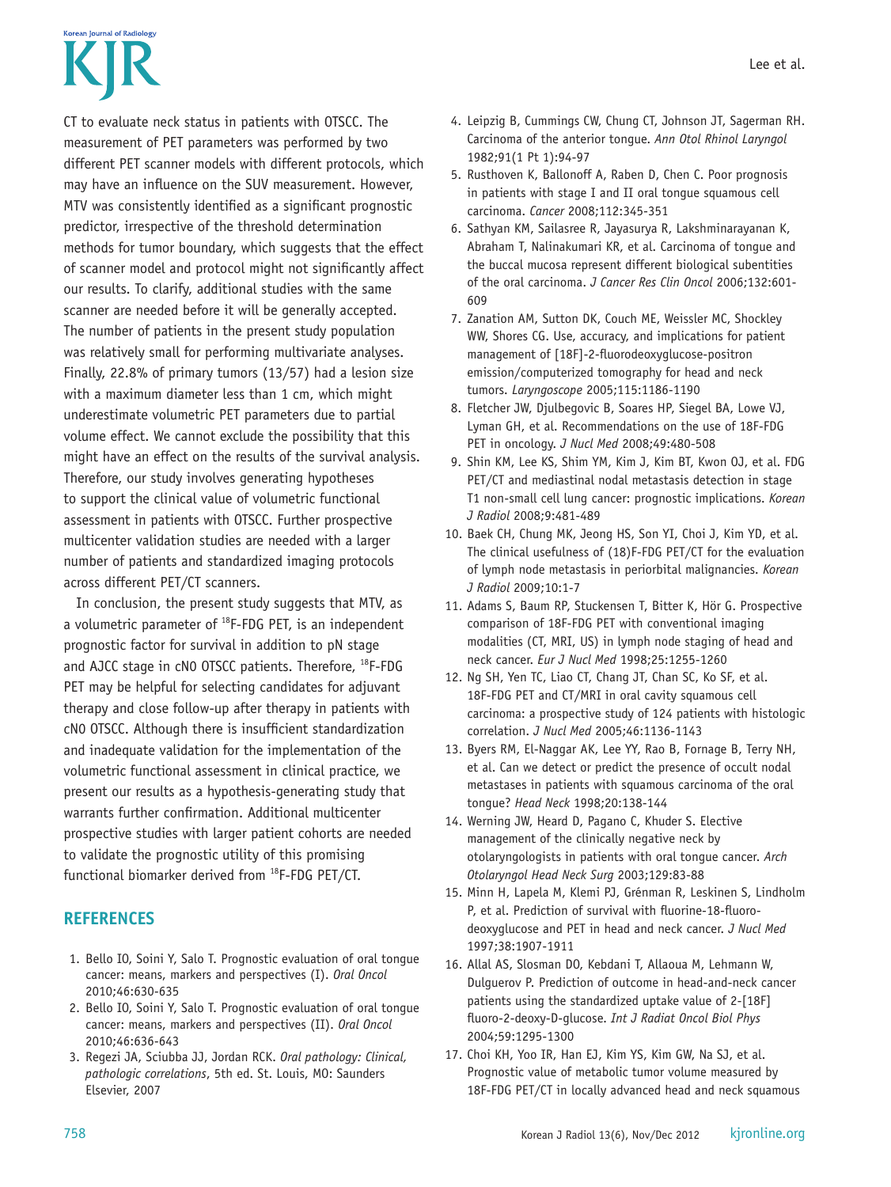CT to evaluate neck status in patients with OTSCC. The measurement of PET parameters was performed by two different PET scanner models with different protocols, which may have an influence on the SUV measurement. However, MTV was consistently identified as a significant prognostic predictor, irrespective of the threshold determination methods for tumor boundary, which suggests that the effect of scanner model and protocol might not significantly affect our results. To clarify, additional studies with the same scanner are needed before it will be generally accepted. The number of patients in the present study population was relatively small for performing multivariate analyses. Finally, 22.8% of primary tumors (13/57) had a lesion size with a maximum diameter less than 1 cm, which might underestimate volumetric PET parameters due to partial volume effect. We cannot exclude the possibility that this might have an effect on the results of the survival analysis. Therefore, our study involves generating hypotheses to support the clinical value of volumetric functional assessment in patients with OTSCC. Further prospective multicenter validation studies are needed with a larger number of patients and standardized imaging protocols across different PET/CT scanners.

In conclusion, the present study suggests that MTV, as a volumetric parameter of $^{18}$F-FDG PET, is an independent prognostic factor for survival in addition to pN stage and AJCC stage in cN0 OTSCC patients. Therefore, $^{18}$F-FDG PET may be helpful for selecting candidates for adjuvant therapy and close follow-up after therapy in patients with cN0 OTSCC. Although there is insufficient standardization and inadequate validation for the implementation of the volumetric functional assessment in clinical practice, we present our results as a hypothesis-generating study that warrants further confirmation. Additional multicenter prospective studies with larger patient cohorts are needed to validate the prognostic utility of this promising functional biomarker derived from $^{18}$F-FDG PET/CT.

## REFERENCES

1. Bello IO, Soini Y, Salo T. Prognostic evaluation of oral tongue cancer: means, markers and perspectives (I). *Oral Oncol* 2010;46:630-635
2. Bello IO, Soini Y, Salo T. Prognostic evaluation of oral tongue cancer: means, markers and perspectives (II). *Oral Oncol* 2010;46:636-643
3. Regezi JA, Sciubba JJ, Jordan RCK. *Oral pathology: Clinical, pathologic correlations*, 5th ed. St. Louis, MO: Saunders Elsevier, 2007
4. Leipzig B, Cummings CW, Chung CT, Johnson JT, Sagerman RH. Carcinoma of the anterior tongue. *Ann Otol Rhinol Laryngol* 1982;91(1 Pt 1):94-97
5. Rusthoven K, Ballonoff A, Raben D, Chen C. Poor prognosis in patients with stage I and II oral tongue squamous cell carcinoma. *Cancer* 2008;112:345-351
6. Sathyan KM, Sailasree R, Jayasurya R, Lakshminarayanan K, Abraham T, Nalinakumari KR, et al. Carcinoma of tongue and the buccal mucosa represent different biological subentities of the oral carcinoma. *J Cancer Res Clin Oncol* 2006;132:601-609
7. Zanation AM, Sutton DK, Couch ME, Weissler MC, Shockley WW, Shores CG. Use, accuracy, and implications for patient management of [18F]-2-fluorodeoxyglucose-positron emission/computerized tomography for head and neck tumors. *Laryngoscope* 2005;115:1186-1190
8. Fletcher JW, Djulbegovic B, Soares HP, Siegel BA, Lowe VJ, Lyman GH, et al. Recommendations on the use of 18F-FDG PET in oncology. *J Nucl Med* 2008;49:480-508
9. Shin KM, Lee KS, Shim YM, Kim J, Kim BT, Kwon OJ, et al. FDG PET/CT and mediastinal nodal metastasis detection in stage T1 non-small cell lung cancer: prognostic implications. *Korean J Radiol* 2008;9:481-489
10. Baek CH, Chung MK, Jeong HS, Son YI, Choi J, Kim YD, et al. The clinical usefulness of (18)F-FDG PET/CT for the evaluation of lymph node metastasis in periorbital malignancies. *Korean J Radiol* 2009;10:1-7
11. Adams S, Baum RP, Stuckensen T, Bitter K, Hör G. Prospective comparison of 18F-FDG PET with conventional imaging modalities (CT, MRI, US) in lymph node staging of head and neck cancer. *Eur J Nucl Med* 1998;25:1255-1260
12. Ng SH, Yen TC, Liao CT, Chang JT, Chan SC, Ko SF, et al. 18F-FDG PET and CT/MRI in oral cavity squamous cell carcinoma: a prospective study of 124 patients with histologic correlation. *J Nucl Med* 2005;46:1136-1143
13. Byers RM, El-Naggar AK, Lee YY, Rao B, Fornage B, Terry NH, et al. Can we detect or predict the presence of occult nodal metastases in patients with squamous carcinoma of the oral tongue? *Head Neck* 1998;20:138-144
14. Werning JW, Heard D, Pagano C, Khuder S. Elective management of the clinically negative neck by otolaryngologists in patients with oral tongue cancer. *Arch Otolaryngol Head Neck Surg* 2003;129:83-88
15. Minn H, Lapela M, Klemi PJ, Grénman R, Leskinen S, Lindholm P, et al. Prediction of survival with fluorine-18-fluoro-deoxyglucose and PET in head and neck cancer. *J Nucl Med* 1997;38:1907-1911
16. Allal AS, Slosman DO, Kebdani T, Allaoua M, Lehmann W, Dulguerov P. Prediction of outcome in head-and-neck cancer patients using the standardized uptake value of 2-[18F] fluoro-2-deoxy-D-glucose. *Int J Radiat Oncol Biol Phys* 2004;59:1295-1300
17. Choi KH, Yoo IR, Han EJ, Kim YS, Kim GW, Na SJ, et al. Prognostic value of metabolic tumor volume measured by 18F-FDG PET/CT in locally advanced head and neck squamous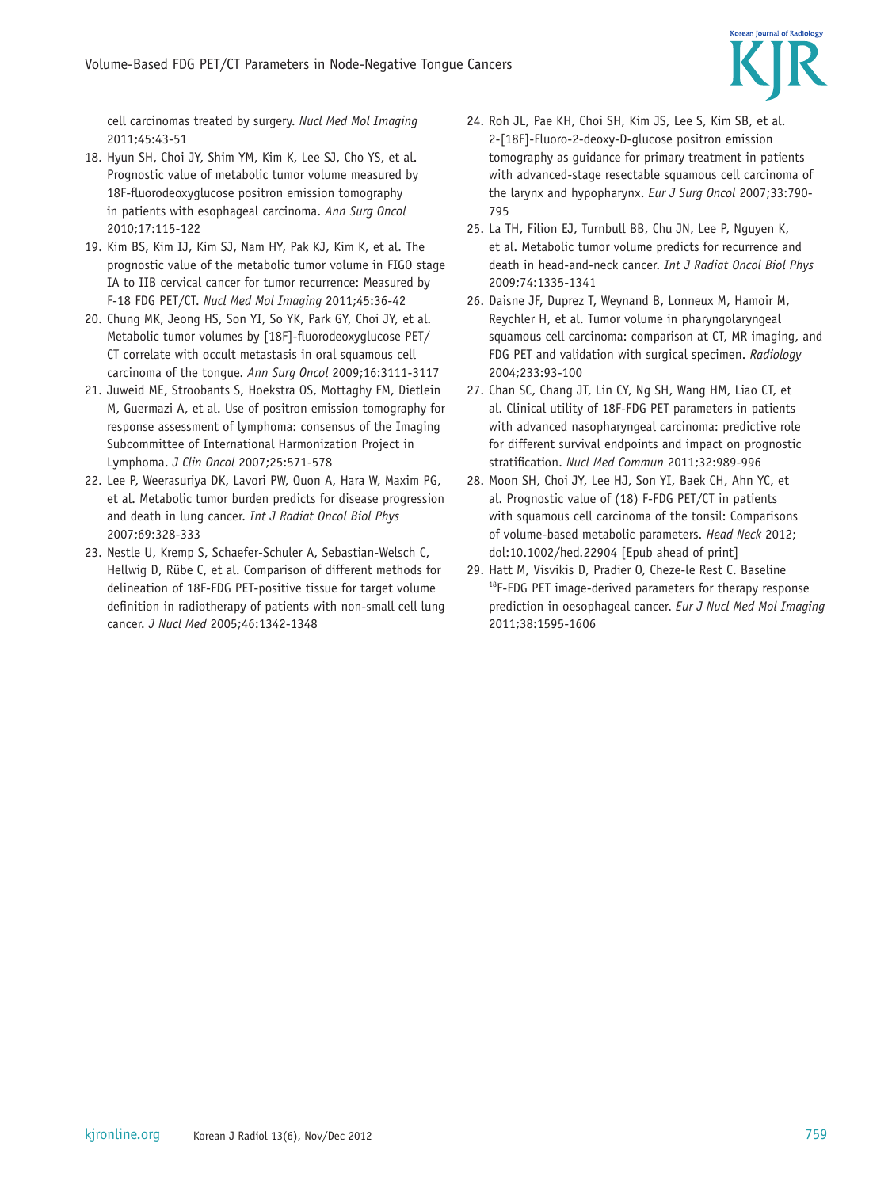cell carcinomas treated by surgery. *Nucl Med Mol Imaging* 2011;45:43-51

18. Hyun SH, Choi JY, Shim YM, Kim K, Lee SJ, Cho YS, et al. Prognostic value of metabolic tumor volume measured by 18F-fluorodeoxyglucose positron emission tomography in patients with esophageal carcinoma. *Ann Surg Oncol* 2010;17:115-122
19. Kim BS, Kim IJ, Kim SJ, Nam HY, Pak KJ, Kim K, et al. The prognostic value of the metabolic tumor volume in FIGO stage IA to IIB cervical cancer for tumor recurrence: Measured by F-18 FDG PET/CT. *Nucl Med Mol Imaging* 2011;45:36-42
20. Chung MK, Jeong HS, Son YI, So YK, Park GY, Choi JY, et al. Metabolic tumor volumes by [18F]-fluorodeoxyglucose PET/CT correlate with occult metastasis in oral squamous cell carcinoma of the tongue. *Ann Surg Oncol* 2009;16:3111-3117
21. Juweid ME, Stroobants S, Hoekstra OS, Mottaghy FM, Dietlein M, Guermazi A, et al. Use of positron emission tomography for response assessment of lymphoma: consensus of the Imaging Subcommittee of International Harmonization Project in Lymphoma. *J Clin Oncol* 2007;25:571-578
22. Lee P, Weerasuriya DK, Lavori PW, Quon A, Hara W, Maxim PG, et al. Metabolic tumor burden predicts for disease progression and death in lung cancer. *Int J Radiat Oncol Biol Phys* 2007;69:328-333
23. Nestle U, Kremp S, Schaefer-Schuler A, Sebastian-Welsch C, Hellwig D, Rübe C, et al. Comparison of different methods for delineation of 18F-FDG PET-positive tissue for target volume definition in radiotherapy of patients with non-small cell lung cancer. *J Nucl Med* 2005;46:1342-1348
24. Roh JL, Pae KH, Choi SH, Kim JS, Lee S, Kim SB, et al. 2-[18F]-Fluoro-2-deoxy-D-glucose positron emission tomography as guidance for primary treatment in patients with advanced-stage resectable squamous cell carcinoma of the larynx and hypopharynx. *Eur J Surg Oncol* 2007;33:790-795
25. La TH, Filion EJ, Turnbull BB, Chu JN, Lee P, Nguyen K, et al. Metabolic tumor volume predicts for recurrence and death in head-and-neck cancer. *Int J Radiat Oncol Biol Phys* 2009;74:1335-1341
26. Daisne JF, Duprez T, Weynand B, Lonneux M, Hamoir M, Reychler H, et al. Tumor volume in pharyngolaryngeal squamous cell carcinoma: comparison at CT, MR imaging, and FDG PET and validation with surgical specimen. *Radiology* 2004;233:93-100
27. Chan SC, Chang JT, Lin CY, Ng SH, Wang HM, Liao CT, et al. Clinical utility of 18F-FDG PET parameters in patients with advanced nasopharyngeal carcinoma: predictive role for different survival endpoints and impact on prognostic stratification. *Nucl Med Commun* 2011;32:989-996
28. Moon SH, Choi JY, Lee HJ, Son YI, Baek CH, Ahn YC, et al. Prognostic value of (18) F-FDG PET/CT in patients with squamous cell carcinoma of the tonsil: Comparisons of volume-based metabolic parameters. *Head Neck* 2012; doi:10.1002/hed.22904 [Epub ahead of print]
29. Hatt M, Visvikis D, Pradier O, Cheze-le Rest C. Baseline $^{18}$F-FDG PET image-derived parameters for therapy response prediction in oesophageal cancer. *Eur J Nucl Med Mol Imaging* 2011;38:1595-1606